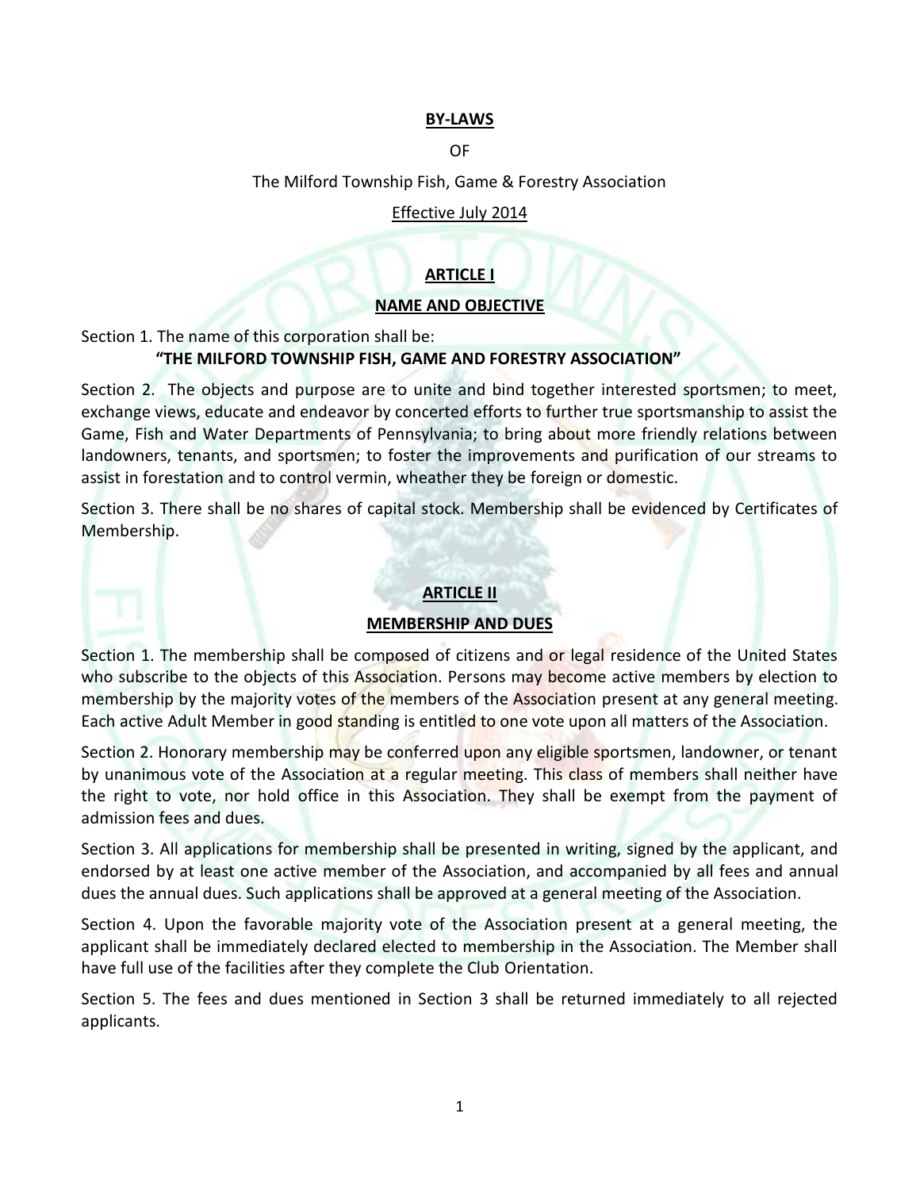**BY-LAWS**

OF

The Milford Township Fish, Game & Forestry Association

Effective July 2014

## ARTICLE I

## NAME AND OBJECTIVE

Section 1. The name of this corporation shall be:

**"THE MILFORD TOWNSHIP FISH, GAME AND FORESTRY ASSOCIATION"**

Section 2. The objects and purpose are to unite and bind together interested sportsmen; to meet, exchange views, educate and endeavor by concerted efforts to further true sportsmanship to assist the Game, Fish and Water Departments of Pennsylvania; to bring about more friendly relations between landowners, tenants, and sportsmen; to foster the improvements and purification of our streams to assist in forestation and to control vermin, wheather they be foreign or domestic.

Section 3. There shall be no shares of capital stock. Membership shall be evidenced by Certificates of Membership.

## ARTICLE II

## MEMBERSHIP AND DUES

Section 1. The membership shall be composed of citizens and or legal residence of the United States who subscribe to the objects of this Association. Persons may become active members by election to membership by the majority votes of the members of the Association present at any general meeting. Each active Adult Member in good standing is entitled to one vote upon all matters of the Association.

Section 2. Honorary membership may be conferred upon any eligible sportsmen, landowner, or tenant by unanimous vote of the Association at a regular meeting. This class of members shall neither have the right to vote, nor hold office in this Association. They shall be exempt from the payment of admission fees and dues.

Section 3. All applications for membership shall be presented in writing, signed by the applicant, and endorsed by at least one active member of the Association, and accompanied by all fees and annual dues the annual dues. Such applications shall be approved at a general meeting of the Association.

Section 4. Upon the favorable majority vote of the Association present at a general meeting, the applicant shall be immediately declared elected to membership in the Association. The Member shall have full use of the facilities after they complete the Club Orientation.

Section 5. The fees and dues mentioned in Section 3 shall be returned immediately to all rejected applicants.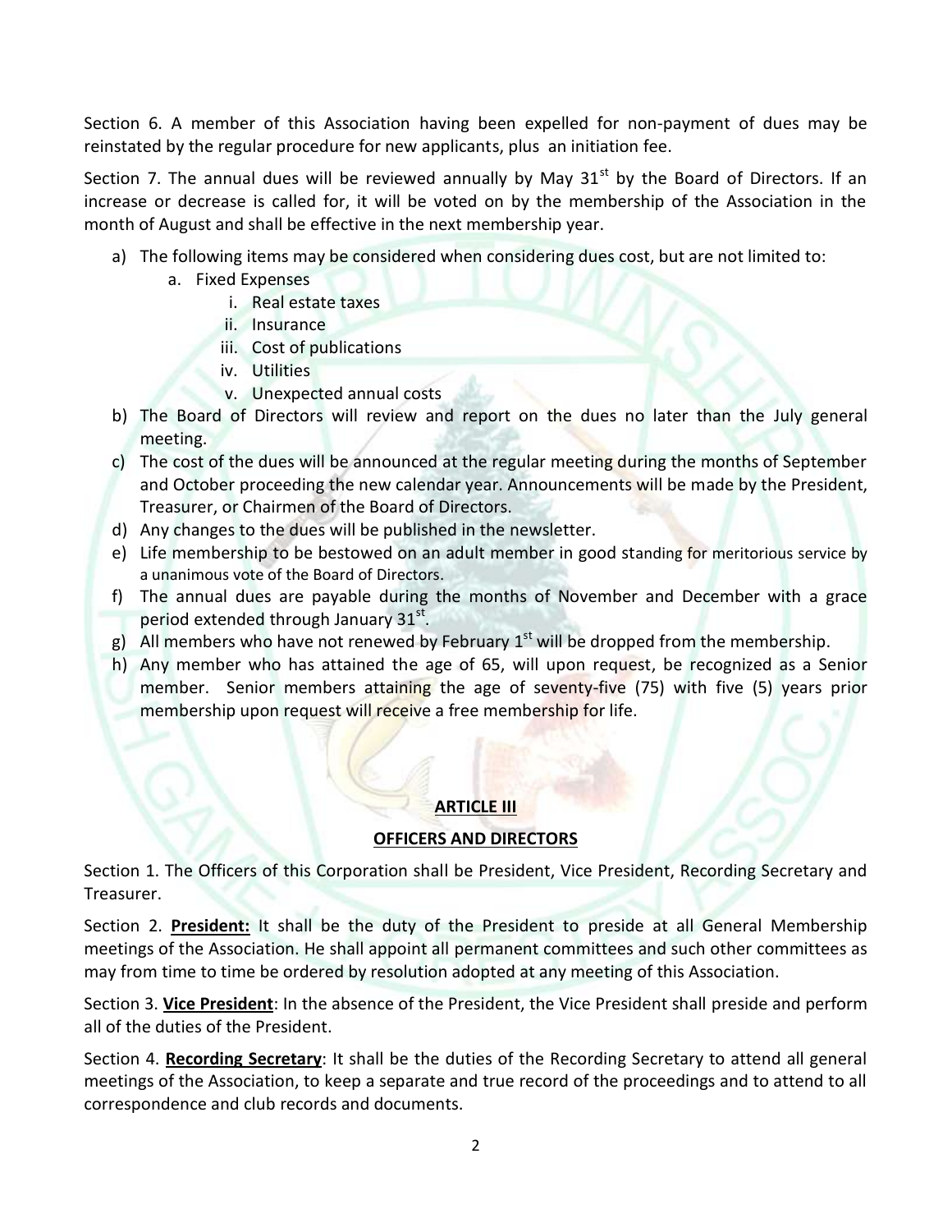Section 6. A member of this Association having been expelled for non-payment of dues may be reinstated by the regular procedure for new applicants, plus an initiation fee.

Section 7. The annual dues will be reviewed annually by May 31st by the Board of Directors. If an increase or decrease is called for, it will be voted on by the membership of the Association in the month of August and shall be effective in the next membership year.

a) The following items may be considered when considering dues cost, but are not limited to:
   a. Fixed Expenses
      i. Real estate taxes
      ii. Insurance
      iii. Cost of publications
      iv. Utilities
      v. Unexpected annual costs
b) The Board of Directors will review and report on the dues no later than the July general meeting.
c) The cost of the dues will be announced at the regular meeting during the months of September and October proceeding the new calendar year. Announcements will be made by the President, Treasurer, or Chairmen of the Board of Directors.
d) Any changes to the dues will be published in the newsletter.
e) Life membership to be bestowed on an adult member in good standing for meritorious service by a unanimous vote of the Board of Directors.
f) The annual dues are payable during the months of November and December with a grace period extended through January 31st.
g) All members who have not renewed by February 1st will be dropped from the membership.
h) Any member who has attained the age of 65, will upon request, be recognized as a Senior member. Senior members attaining the age of seventy-five (75) with five (5) years prior membership upon request will receive a free membership for life.

## ARTICLE III

## OFFICERS AND DIRECTORS

Section 1. The Officers of this Corporation shall be President, Vice President, Recording Secretary and Treasurer.

Section 2. **President:** It shall be the duty of the President to preside at all General Membership meetings of the Association. He shall appoint all permanent committees and such other committees as may from time to time be ordered by resolution adopted at any meeting of this Association.

Section 3. **Vice President**: In the absence of the President, the Vice President shall preside and perform all of the duties of the President.

Section 4. **Recording Secretary**: It shall be the duties of the Recording Secretary to attend all general meetings of the Association, to keep a separate and true record of the proceedings and to attend to all correspondence and club records and documents.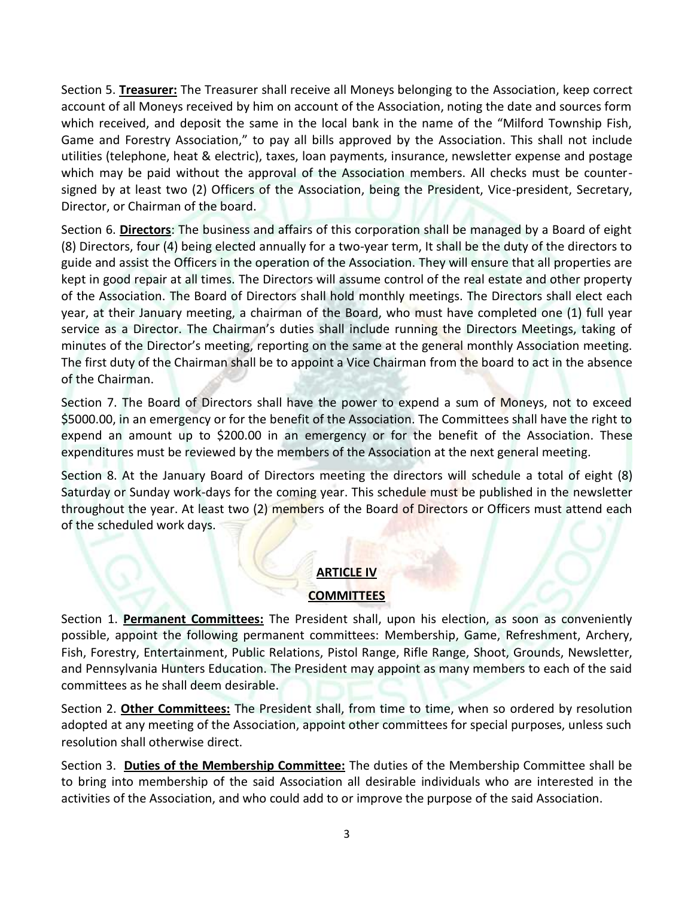Section 5. **Treasurer:** The Treasurer shall receive all Moneys belonging to the Association, keep correct account of all Moneys received by him on account of the Association, noting the date and sources form which received, and deposit the same in the local bank in the name of the "Milford Township Fish, Game and Forestry Association," to pay all bills approved by the Association. This shall not include utilities (telephone, heat & electric), taxes, loan payments, insurance, newsletter expense and postage which may be paid without the approval of the Association members. All checks must be counter-signed by at least two (2) Officers of the Association, being the President, Vice-president, Secretary, Director, or Chairman of the board.

Section 6. **Directors**: The business and affairs of this corporation shall be managed by a Board of eight (8) Directors, four (4) being elected annually for a two-year term, It shall be the duty of the directors to guide and assist the Officers in the operation of the Association. They will ensure that all properties are kept in good repair at all times. The Directors will assume control of the real estate and other property of the Association. The Board of Directors shall hold monthly meetings. The Directors shall elect each year, at their January meeting, a chairman of the Board, who must have completed one (1) full year service as a Director. The Chairman's duties shall include running the Directors Meetings, taking of minutes of the Director's meeting, reporting on the same at the general monthly Association meeting. The first duty of the Chairman shall be to appoint a Vice Chairman from the board to act in the absence of the Chairman.

Section 7. The Board of Directors shall have the power to expend a sum of Moneys, not to exceed \$5000.00, in an emergency or for the benefit of the Association. The Committees shall have the right to expend an amount up to \$200.00 in an emergency or for the benefit of the Association. These expenditures must be reviewed by the members of the Association at the next general meeting.

Section 8. At the January Board of Directors meeting the directors will schedule a total of eight (8) Saturday or Sunday work-days for the coming year. This schedule must be published in the newsletter throughout the year. At least two (2) members of the Board of Directors or Officers must attend each of the scheduled work days.

## ARTICLE IV

## COMMITTEES

Section 1. **Permanent Committees:** The President shall, upon his election, as soon as conveniently possible, appoint the following permanent committees: Membership, Game, Refreshment, Archery, Fish, Forestry, Entertainment, Public Relations, Pistol Range, Rifle Range, Shoot, Grounds, Newsletter, and Pennsylvania Hunters Education. The President may appoint as many members to each of the said committees as he shall deem desirable.

Section 2. **Other Committees:** The President shall, from time to time, when so ordered by resolution adopted at any meeting of the Association, appoint other committees for special purposes, unless such resolution shall otherwise direct.

Section 3. **Duties of the Membership Committee:** The duties of the Membership Committee shall be to bring into membership of the said Association all desirable individuals who are interested in the activities of the Association, and who could add to or improve the purpose of the said Association.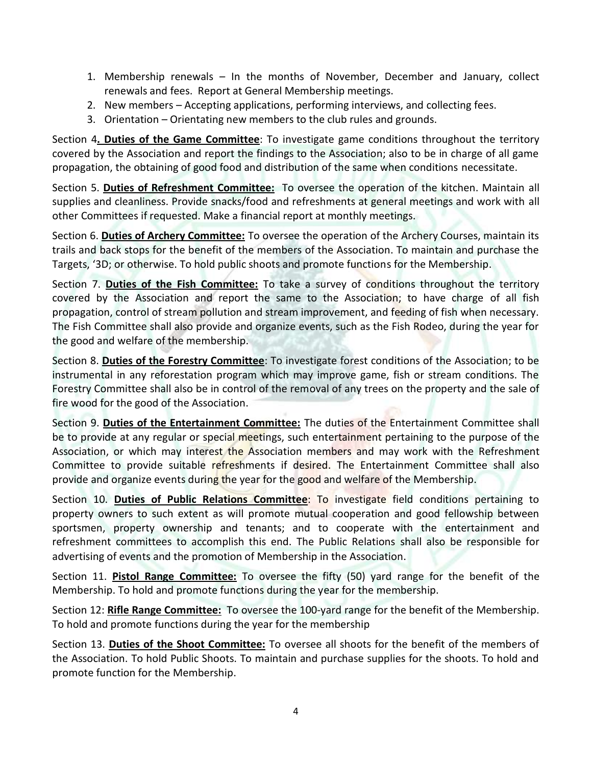1. Membership renewals – In the months of November, December and January, collect renewals and fees. Report at General Membership meetings.
2. New members – Accepting applications, performing interviews, and collecting fees.
3. Orientation – Orientating new members to the club rules and grounds.

Section 4**. Duties of the Game Committee**: To investigate game conditions throughout the territory covered by the Association and report the findings to the Association; also to be in charge of all game propagation, the obtaining of good food and distribution of the same when conditions necessitate.

Section 5. **Duties of Refreshment Committee:** To oversee the operation of the kitchen. Maintain all supplies and cleanliness. Provide snacks/food and refreshments at general meetings and work with all other Committees if requested. Make a financial report at monthly meetings.

Section 6. **Duties of Archery Committee:** To oversee the operation of the Archery Courses, maintain its trails and back stops for the benefit of the members of the Association. To maintain and purchase the Targets, '3D; or otherwise. To hold public shoots and promote functions for the Membership.

Section 7. **Duties of the Fish Committee:** To take a survey of conditions throughout the territory covered by the Association and report the same to the Association; to have charge of all fish propagation, control of stream pollution and stream improvement, and feeding of fish when necessary. The Fish Committee shall also provide and organize events, such as the Fish Rodeo, during the year for the good and welfare of the membership.

Section 8. **Duties of the Forestry Committee**: To investigate forest conditions of the Association; to be instrumental in any reforestation program which may improve game, fish or stream conditions. The Forestry Committee shall also be in control of the removal of any trees on the property and the sale of fire wood for the good of the Association.

Section 9. **Duties of the Entertainment Committee:** The duties of the Entertainment Committee shall be to provide at any regular or special meetings, such entertainment pertaining to the purpose of the Association, or which may interest the Association members and may work with the Refreshment Committee to provide suitable refreshments if desired. The Entertainment Committee shall also provide and organize events during the year for the good and welfare of the Membership.

Section 10. **Duties of Public Relations Committee**: To investigate field conditions pertaining to property owners to such extent as will promote mutual cooperation and good fellowship between sportsmen, property ownership and tenants; and to cooperate with the entertainment and refreshment committees to accomplish this end. The Public Relations shall also be responsible for advertising of events and the promotion of Membership in the Association.

Section 11. **Pistol Range Committee:** To oversee the fifty (50) yard range for the benefit of the Membership. To hold and promote functions during the year for the membership.

Section 12: **Rifle Range Committee:** To oversee the 100-yard range for the benefit of the Membership. To hold and promote functions during the year for the membership

Section 13. **Duties of the Shoot Committee:** To oversee all shoots for the benefit of the members of the Association. To hold Public Shoots. To maintain and purchase supplies for the shoots. To hold and promote function for the Membership.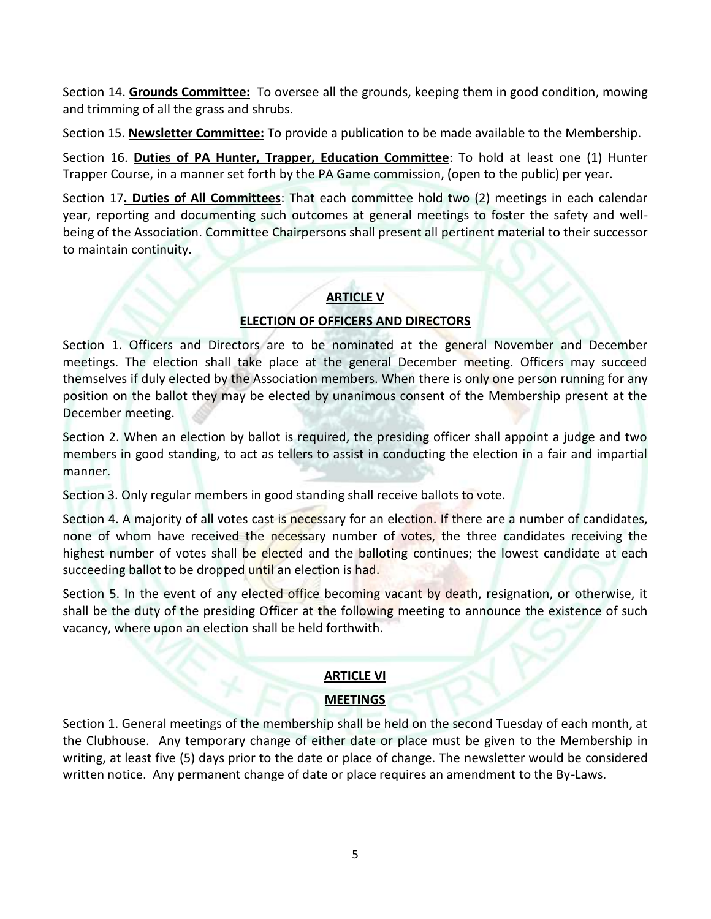Section 14. **<u>Grounds Committee:</u>** To oversee all the grounds, keeping them in good condition, mowing and trimming of all the grass and shrubs.

Section 15. **<u>Newsletter Committee:</u>** To provide a publication to be made available to the Membership.

Section 16. **<u>Duties of PA Hunter, Trapper, Education Committee</u>**: To hold at least one (1) Hunter Trapper Course, in a manner set forth by the PA Game commission, (open to the public) per year.

Section 17**. <u>Duties of All Committees</u>**: That each committee hold two (2) meetings in each calendar year, reporting and documenting such outcomes at general meetings to foster the safety and well-being of the Association. Committee Chairpersons shall present all pertinent material to their successor to maintain continuity.

## ARTICLE V

## ELECTION OF OFFICERS AND DIRECTORS

Section 1. Officers and Directors are to be nominated at the general November and December meetings. The election shall take place at the general December meeting. Officers may succeed themselves if duly elected by the Association members. When there is only one person running for any position on the ballot they may be elected by unanimous consent of the Membership present at the December meeting.

Section 2. When an election by ballot is required, the presiding officer shall appoint a judge and two members in good standing, to act as tellers to assist in conducting the election in a fair and impartial manner.

Section 3. Only regular members in good standing shall receive ballots to vote.

Section 4. A majority of all votes cast is necessary for an election. If there are a number of candidates, none of whom have received the necessary number of votes, the three candidates receiving the highest number of votes shall be elected and the balloting continues; the lowest candidate at each succeeding ballot to be dropped until an election is had.

Section 5. In the event of any elected office becoming vacant by death, resignation, or otherwise, it shall be the duty of the presiding Officer at the following meeting to announce the existence of such vacancy, where upon an election shall be held forthwith.

## ARTICLE VI

## MEETINGS

Section 1. General meetings of the membership shall be held on the second Tuesday of each month, at the Clubhouse. Any temporary change of either date or place must be given to the Membership in writing, at least five (5) days prior to the date or place of change. The newsletter would be considered written notice. Any permanent change of date or place requires an amendment to the By-Laws.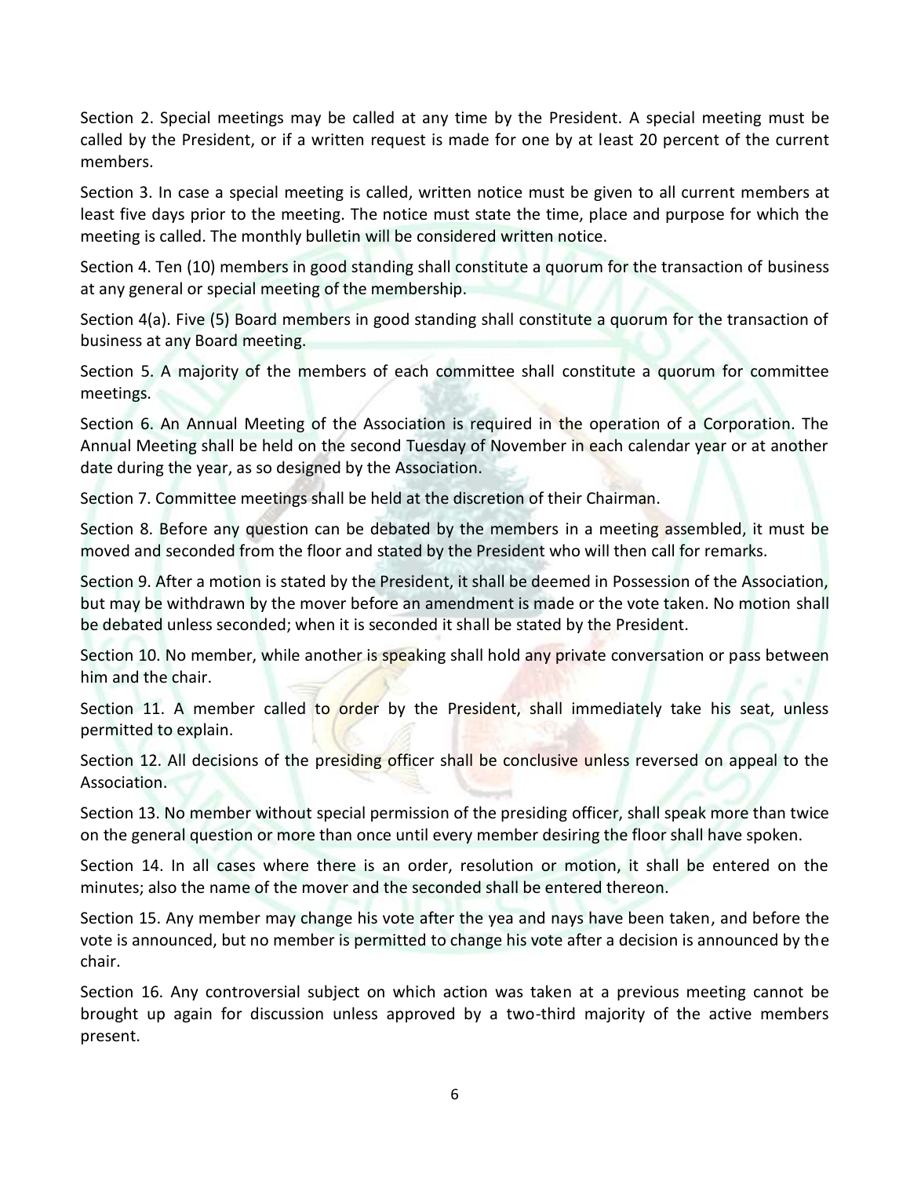Section 2. Special meetings may be called at any time by the President. A special meeting must be called by the President, or if a written request is made for one by at least 20 percent of the current members.

Section 3. In case a special meeting is called, written notice must be given to all current members at least five days prior to the meeting. The notice must state the time, place and purpose for which the meeting is called. The monthly bulletin will be considered written notice.

Section 4. Ten (10) members in good standing shall constitute a quorum for the transaction of business at any general or special meeting of the membership.

Section 4(a). Five (5) Board members in good standing shall constitute a quorum for the transaction of business at any Board meeting.

Section 5. A majority of the members of each committee shall constitute a quorum for committee meetings.

Section 6. An Annual Meeting of the Association is required in the operation of a Corporation. The Annual Meeting shall be held on the second Tuesday of November in each calendar year or at another date during the year, as so designed by the Association.

Section 7. Committee meetings shall be held at the discretion of their Chairman.

Section 8. Before any question can be debated by the members in a meeting assembled, it must be moved and seconded from the floor and stated by the President who will then call for remarks.

Section 9. After a motion is stated by the President, it shall be deemed in Possession of the Association, but may be withdrawn by the mover before an amendment is made or the vote taken. No motion shall be debated unless seconded; when it is seconded it shall be stated by the President.

Section 10. No member, while another is speaking shall hold any private conversation or pass between him and the chair.

Section 11. A member called to order by the President, shall immediately take his seat, unless permitted to explain.

Section 12. All decisions of the presiding officer shall be conclusive unless reversed on appeal to the Association.

Section 13. No member without special permission of the presiding officer, shall speak more than twice on the general question or more than once until every member desiring the floor shall have spoken.

Section 14. In all cases where there is an order, resolution or motion, it shall be entered on the minutes; also the name of the mover and the seconded shall be entered thereon.

Section 15. Any member may change his vote after the yea and nays have been taken, and before the vote is announced, but no member is permitted to change his vote after a decision is announced by the chair.

Section 16. Any controversial subject on which action was taken at a previous meeting cannot be brought up again for discussion unless approved by a two-third majority of the active members present.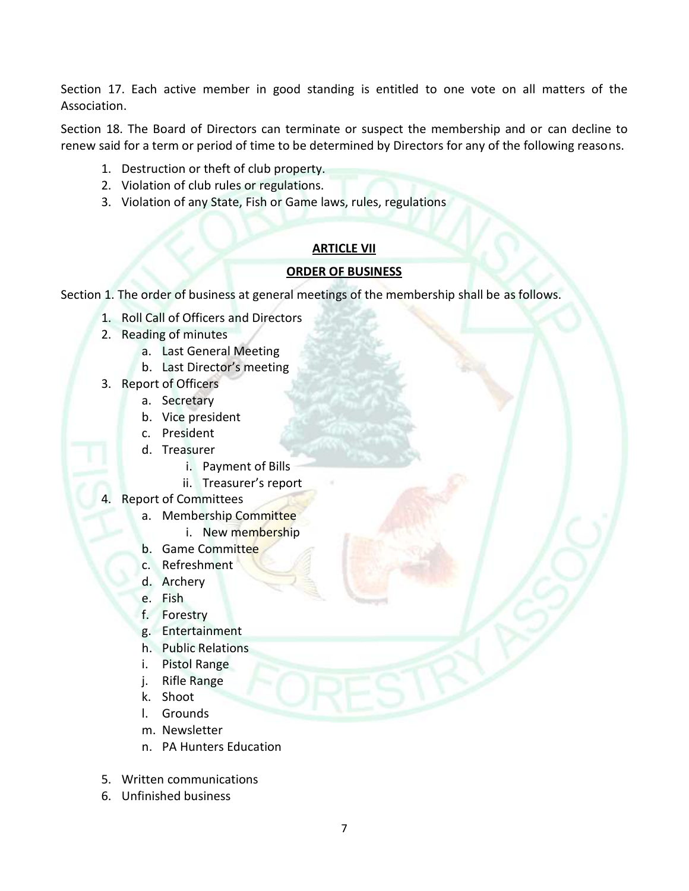Section 17. Each active member in good standing is entitled to one vote on all matters of the Association.

Section 18. The Board of Directors can terminate or suspect the membership and or can decline to renew said for a term or period of time to be determined by Directors for any of the following reasons.

1. Destruction or theft of club property.
2. Violation of club rules or regulations.
3. Violation of any State, Fish or Game laws, rules, regulations

## ARTICLE VII

## ORDER OF BUSINESS

Section 1. The order of business at general meetings of the membership shall be as follows.

1. Roll Call of Officers and Directors
2. Reading of minutes
   a. Last General Meeting
   b. Last Director's meeting
3. Report of Officers
   a. Secretary
   b. Vice president
   c. President
   d. Treasurer
      i. Payment of Bills
      ii. Treasurer's report
4. Report of Committees
   a. Membership Committee
      i. New membership
   b. Game Committee
   c. Refreshment
   d. Archery
   e. Fish
   f. Forestry
   g. Entertainment
   h. Public Relations
   i. Pistol Range
   j. Rifle Range
   k. Shoot
   l. Grounds
   m. Newsletter
   n. PA Hunters Education
5. Written communications
6. Unfinished business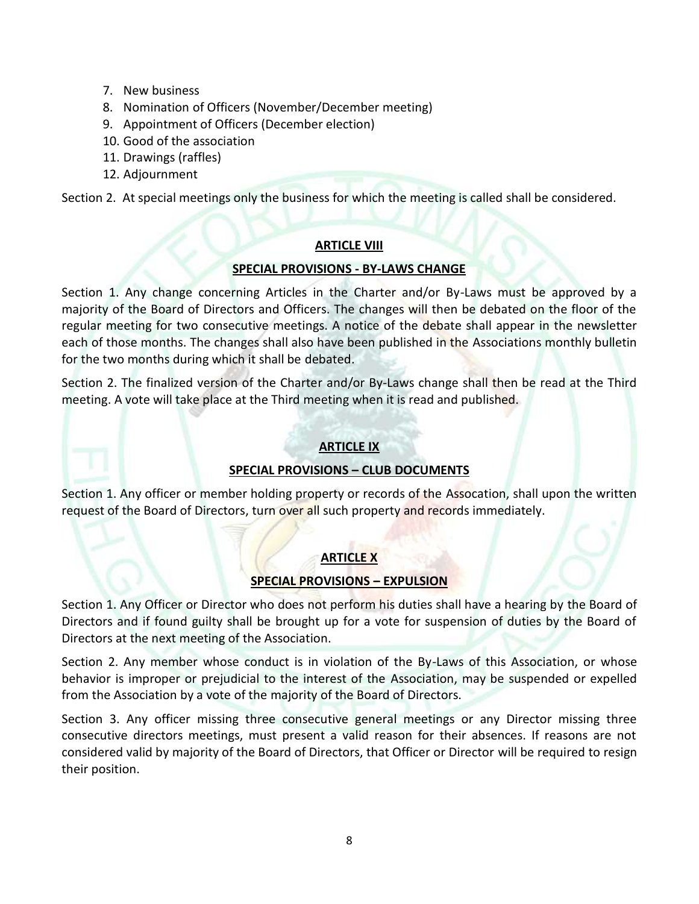7. New business
8. Nomination of Officers (November/December meeting)
9. Appointment of Officers (December election)
10. Good of the association
11. Drawings (raffles)
12. Adjournment

Section 2. At special meetings only the business for which the meeting is called shall be considered.

## ARTICLE VIII

### SPECIAL PROVISIONS - BY-LAWS CHANGE

Section 1. Any change concerning Articles in the Charter and/or By-Laws must be approved by a majority of the Board of Directors and Officers. The changes will then be debated on the floor of the regular meeting for two consecutive meetings. A notice of the debate shall appear in the newsletter each of those months. The changes shall also have been published in the Associations monthly bulletin for the two months during which it shall be debated.

Section 2. The finalized version of the Charter and/or By-Laws change shall then be read at the Third meeting. A vote will take place at the Third meeting when it is read and published.

## ARTICLE IX

### SPECIAL PROVISIONS – CLUB DOCUMENTS

Section 1. Any officer or member holding property or records of the Assocation, shall upon the written request of the Board of Directors, turn over all such property and records immediately.

## ARTICLE X

### SPECIAL PROVISIONS – EXPULSION

Section 1. Any Officer or Director who does not perform his duties shall have a hearing by the Board of Directors and if found guilty shall be brought up for a vote for suspension of duties by the Board of Directors at the next meeting of the Association.

Section 2. Any member whose conduct is in violation of the By-Laws of this Association, or whose behavior is improper or prejudicial to the interest of the Association, may be suspended or expelled from the Association by a vote of the majority of the Board of Directors.

Section 3. Any officer missing three consecutive general meetings or any Director missing three consecutive directors meetings, must present a valid reason for their absences. If reasons are not considered valid by majority of the Board of Directors, that Officer or Director will be required to resign their position.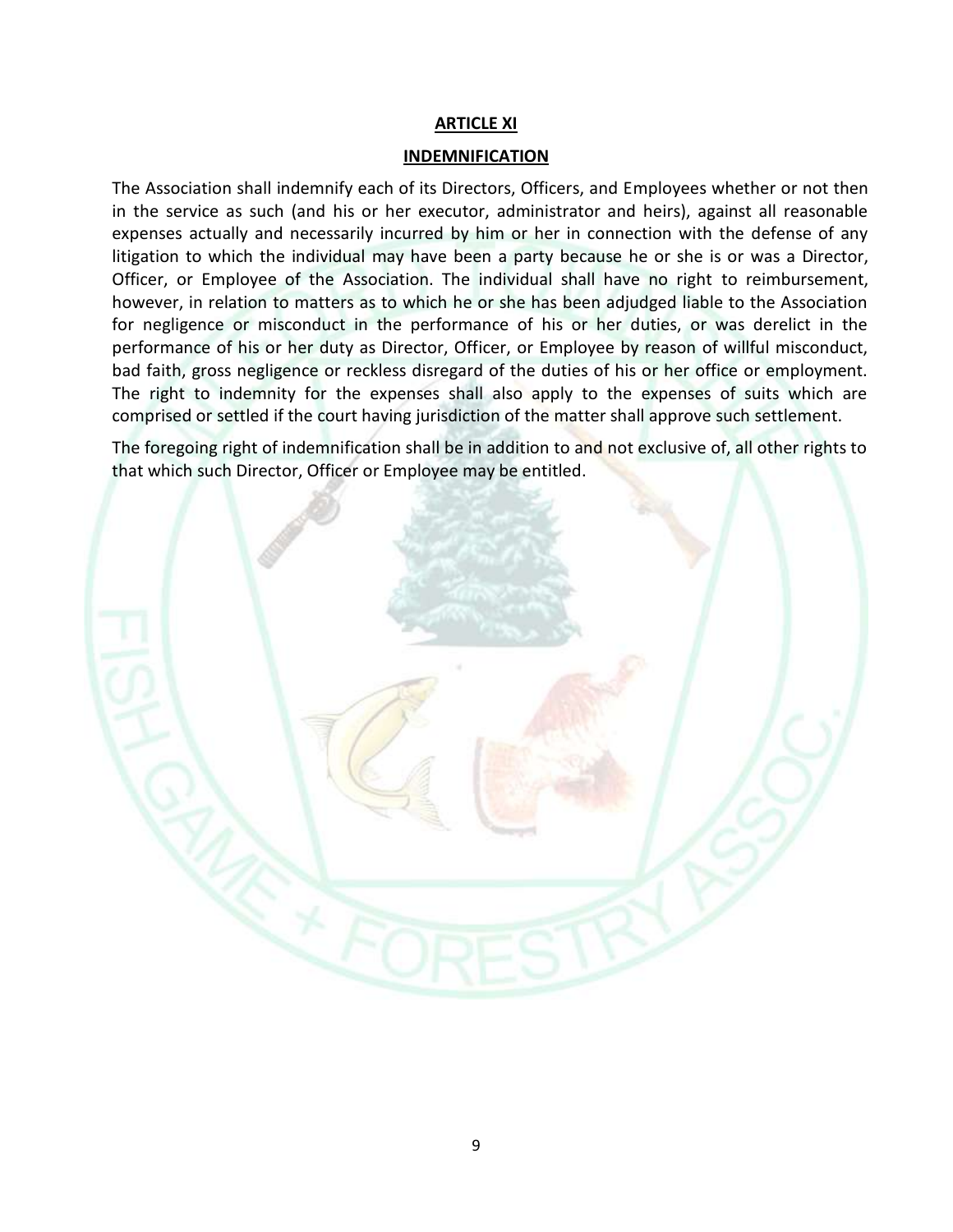## ARTICLE XI

## INDEMNIFICATION

The Association shall indemnify each of its Directors, Officers, and Employees whether or not then in the service as such (and his or her executor, administrator and heirs), against all reasonable expenses actually and necessarily incurred by him or her in connection with the defense of any litigation to which the individual may have been a party because he or she is or was a Director, Officer, or Employee of the Association. The individual shall have no right to reimbursement, however, in relation to matters as to which he or she has been adjudged liable to the Association for negligence or misconduct in the performance of his or her duties, or was derelict in the performance of his or her duty as Director, Officer, or Employee by reason of willful misconduct, bad faith, gross negligence or reckless disregard of the duties of his or her office or employment. The right to indemnity for the expenses shall also apply to the expenses of suits which are comprised or settled if the court having jurisdiction of the matter shall approve such settlement.

The foregoing right of indemnification shall be in addition to and not exclusive of, all other rights to that which such Director, Officer or Employee may be entitled.